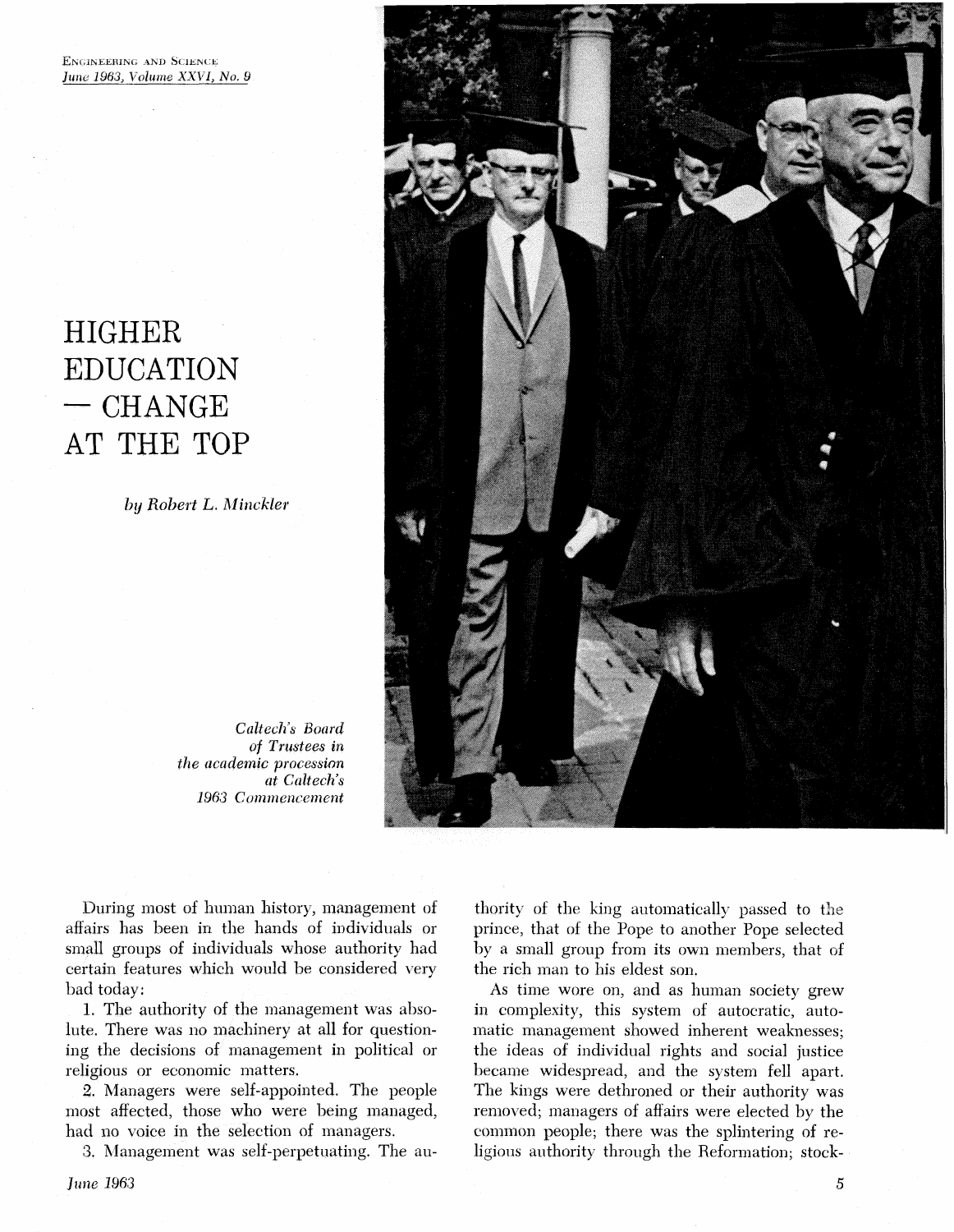# HIGHER EDUCATION — CHANGE AT THE TOP

*by Robert L. Minckler*

*Caltech's Board of Trustees in the academic procession at Caltech's 1963 Commencement*

During most of human history, management of affairs has been in the hands of individuals or small groups of individuals whose authority had certain features which would be considered very bad today:

1. The authority of the management was absolute. There was no machinery at all for questioning the decisions of management in political or religious or economic matters.

2. Managers were self-appointed. The people most affected, those who were being managed, had no voice in the selection of managers.

3. Management was self-perpetuating. The authority of the king automatically passed to the prince, that of the Pope to another Pope selected by a small group from its own members, that of the rich man to his eldest son.

As time wore on, and as human society grew in complexity, this system of autocratic, automatic management showed inherent weaknesses; the ideas of individual rights and social justice became widespread, and the system fell apart. The kings were dethroned or their authority was removed; managers of affairs were elected by the common people; there was the splintering of religious authority through the Reformation; stock-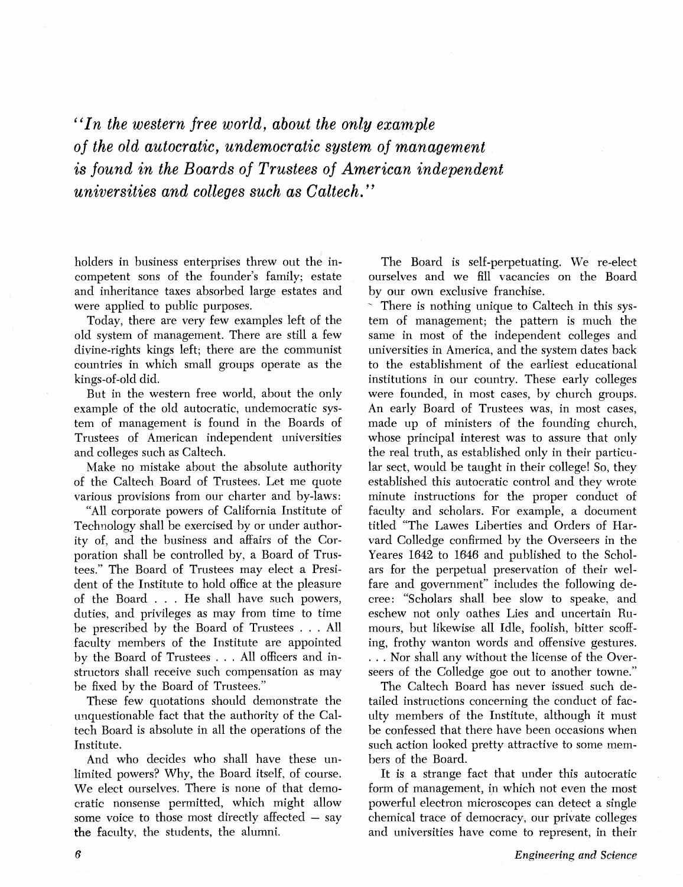*"In the western free world, about the only example of the old autocratic, undemocratic system of management is found in the Boards of Trustees of American independent universities and colleges such as Caltech."*

holders in business enterprises threw out the incompetent sons of the founder's family; estate and inheritance taxes absorbed large estates and were applied to public purposes.

Today, there are very few examples left of the old system of management. There are still a few divine-rights kings left; there are the communist countries in which small groups operate as the kings-of-old did.

But in the western free world, about the only example of the old autocratic, undemocratic system of management is found in the Boards of Trustees of American independent universities and colleges such as Caltech.

Make no mistake about the absolute authority of the Caltech Board of Trustees. Let me quote various provisions from our charter and by-laws:

"All corporate powers of California Institute of Technology shall be exercised by or under authority of, and the business and affairs of the Corporation shall be controlled by, a Board of Trustees." The Board of Trustees may elect a President of the Institute to hold office at the pleasure of the Board . . . He shall have such powers, duties, and privileges as may from time to time be prescribed by the Board of Trustees . . . All faculty members of the Institute are appointed by the Board of Trustees . . . All officers and instructors shall receive such compensation as may be fixed by the Board of Trustees."

These few quotations should demonstrate the unquestionable fact that the authority of the Caltech Board is absolute in all the operations of the Institute.

And who decides who shall have these unlimited powers? Why, the Board itself, of course. We elect ourselves. There is none of that democratic nonsense permitted, which might allow some voice to those most directly affected – say the faculty, the students, the alumni.

The Board is self-perpetuating. We re-elect ourselves and we fill vacancies on the Board by our own exclusive franchise.

There is nothing unique to Caltech in this system of management; the pattern is much the same in most of the independent colleges and universities in America, and the system dates back to the establishment of the earliest educational institutions in our country. These early colleges were founded, in most cases, by church groups. An early Board of Trustees was, in most cases, made up of ministers of the founding church, whose principal interest was to assure that only the real truth, as established only in their particular sect, would be taught in their college! So, they established this autocratic control and they wrote minute instructions for the proper conduct of faculty and scholars. For example, a document titled "The Lawes Liberties and Orders of Harvard Colledge confirmed by the Overseers in the Yeares 1642 to 1646 and published to the Scholars for the perpetual preservation of their welfare and government" includes the following decree: "Scholars shall bee slow to speake, and eschew not only oathes Lies and uncertain Rumours, but likewise all Idle, foolish, bitter scoffing, frothy wanton words and offensive gestures. . . . Nor shall any without the license of the Overseers of the Colledge goe out to another towne."

The Caltech Board has never issued such detailed instructions concerning the conduct of faculty members of the Institute, although it must be confessed that there have been occasions when such action looked pretty attractive to some members of the Board.

It is a strange fact that under this autocratic form of management, in which not even the most powerful electron microscopes can detect a single chemical trace of democracy, our private colleges and universities have come to represent, in their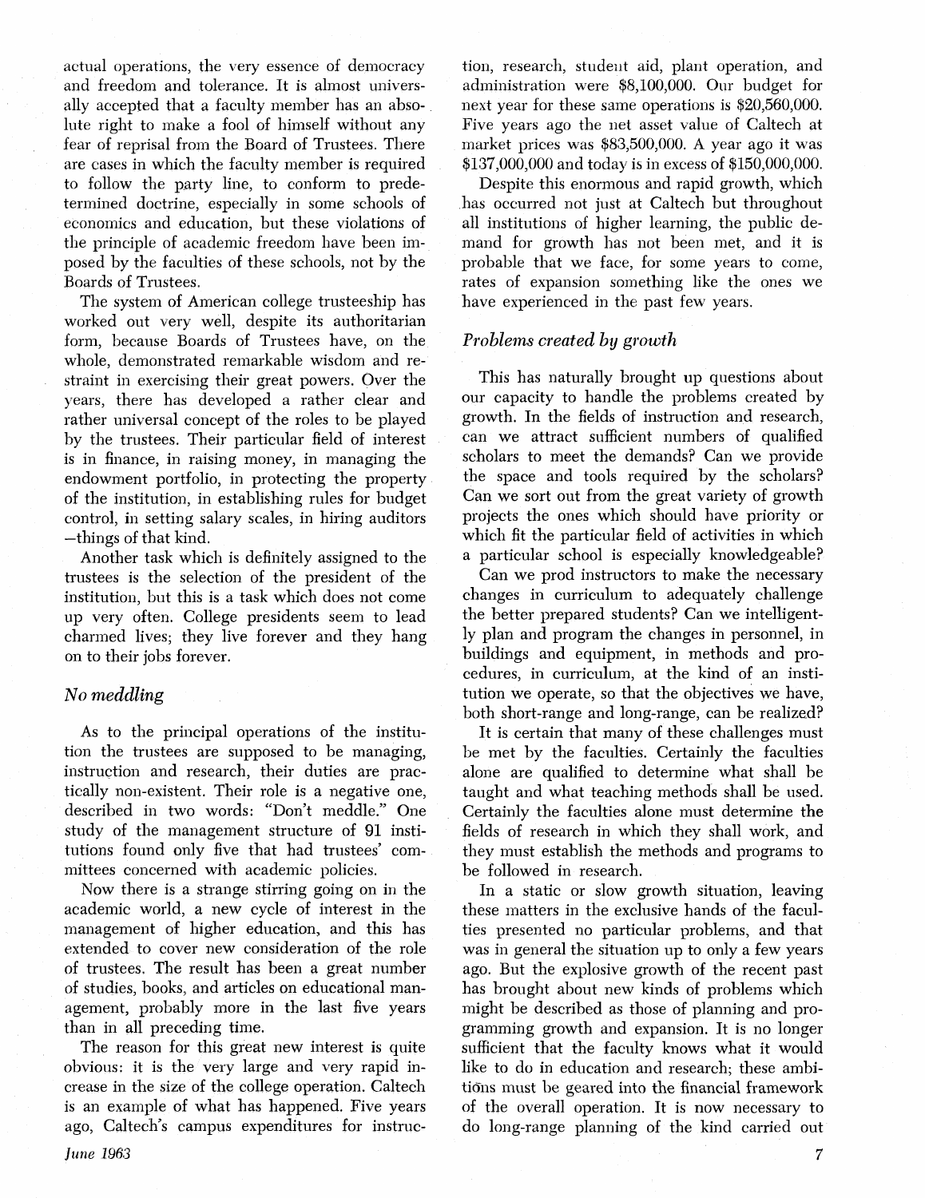actual operations, the very essence of democracy and freedom and tolerance. It is almost universally accepted that a faculty member has an absolute right to make a fool of himself without any fear of reprisal from the Board of Trustees. There are cases in which the faculty member is required to follow the party line, to conform to predetermined doctrine, especially in some schools of economics and education, but these violations of the principle of academic freedom have been imposed by the faculties of these schools, not by the Boards of Trustees.

The system of American college trusteeship has worked out very well, despite its authoritarian form, because Boards of Trustees have, on the whole, demonstrated remarkable wisdom and restraint in exercising their great powers. Over the years, there has developed a rather clear and rather universal concept of the roles to be played by the trustees. Their particular field of interest is in finance, in raising money, in managing the endowment portfolio, in protecting the property of the institution, in establishing rules for budget control, in setting salary scales, in hiring auditors —things of that kind.

Another task which is definitely assigned to the trustees is the selection of the president of the institution, but this is a task which does not come up very often. College presidents seem to lead charmed lives; they live forever and they hang on to their jobs forever.

### *No meddling*

As to the principal operations of the institution the trustees are supposed to be managing, instruction and research, their duties are practically non-existent. Their role is a negative one, described in two words: "Don't meddle." One study of the management structure of 91 institutions found only five that had trustees' committees concerned with academic policies.

Now there is a strange stirring going on in the academic world, a new cycle of interest in the management of higher education, and this has extended to cover new consideration of the role of trustees. The result has been a great number of studies, books, and articles on educational management, probably more in the last five years than in all preceding time.

The reason for this great new interest is quite obvious: it is the very large and very rapid increase in the size of the college operation. Caltech is an example of what has happened. Five years ago, Caltech's campus expenditures for instruction, research, student aid, plant operation, and administration were $8,100,000. Our budget for next year for these same operations is $20,560,000. Five years ago the net asset value of Caltech at market prices was $83,500,000. A year ago it was $137,000,000 and today is in excess of $150,000,000.

Despite this enormous and rapid growth, which has occurred not just at Caltech but throughout all institutions of higher learning, the public demand for growth has not been met, and it is probable that we face, for some years to come, rates of expansion something like the ones we have experienced in the past few years.

### *Problems created by growth*

This has naturally brought up questions about our capacity to handle the problems created by growth. In the fields of instruction and research, can we attract sufficient numbers of qualified scholars to meet the demands? Can we provide the space and tools required by the scholars? Can we sort out from the great variety of growth projects the ones which should have priority or which fit the particular field of activities in which a particular school is especially knowledgeable?

Can we prod instructors to make the necessary changes in curriculum to adequately challenge the better prepared students? Can we intelligently plan and program the changes in personnel, in buildings and equipment, in methods and procedures, in curriculum, at the kind of an institution we operate, so that the objectives we have, both short-range and long-range, can be realized?

It is certain that many of these challenges must be met by the faculties. Certainly the faculties alone are qualified to determine what shall be taught and what teaching methods shall be used. Certainly the faculties alone must determine the fields of research in which they shall work, and they must establish the methods and programs to be followed in research.

In a static or slow growth situation, leaving these matters in the exclusive hands of the faculties presented no particular problems, and that was in general the situation up to only a few years ago. But the explosive growth of the recent past has brought about new kinds of problems which might be described as those of planning and programming growth and expansion. It is no longer sufficient that the faculty knows what it would like to do in education and research; these ambitions must be geared into the financial framework of the overall operation. It is now necessary to do long-range planning of the kind carried out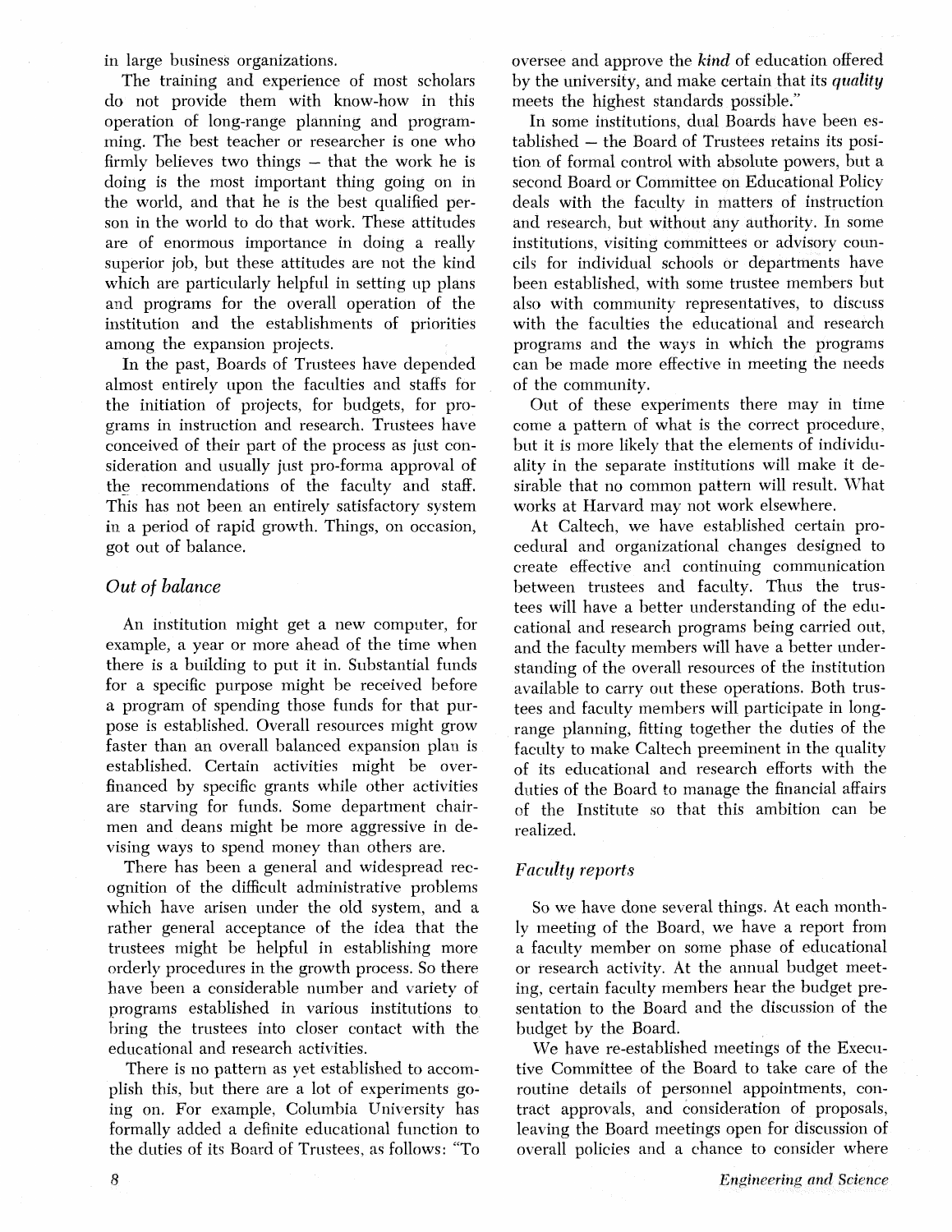in large business organizations.

The training and experience of most scholars do not provide them with know-how in this operation of long-range planning and programming. The best teacher or researcher is one who firmly believes two things – that the work he is doing is the most important thing going on in the world, and that he is the best qualified person in the world to do that work. These attitudes are of enormous importance in doing a really superior job, but these attitudes are not the kind which are particularly helpful in setting up plans and programs for the overall operation of the institution and the establishments of priorities among the expansion projects.

In the past, Boards of Trustees have depended almost entirely upon the faculties and staffs for the initiation of projects, for budgets, for programs in instruction and research. Trustees have conceived of their part of the process as just consideration and usually just pro-forma approval of the recommendations of the faculty and staff. This has not been an entirely satisfactory system in a period of rapid growth. Things, on occasion, got out of balance.

### *Out of balance*

An institution might get a new computer, for example, a year or more ahead of the time when there is a building to put it in. Substantial funds for a specific purpose might be received before a program of spending those funds for that purpose is established. Overall resources might grow faster than an overall balanced expansion plan is established. Certain activities might be over-financed by specific grants while other activities are starving for funds. Some department chairmen and deans might be more aggressive in devising ways to spend money than others are.

There has been a general and widespread recognition of the difficult administrative problems which have arisen under the old system, and a rather general acceptance of the idea that the trustees might be helpful in establishing more orderly procedures in the growth process. So there have been a considerable number and variety of programs established in various institutions to bring the trustees into closer contact with the educational and research activities.

There is no pattern as yet established to accomplish this, but there are a lot of experiments going on. For example, Columbia University has formally added a definite educational function to the duties of its Board of Trustees, as follows: "To oversee and approve the *kind* of education offered by the university, and make certain that its *quality* meets the highest standards possible."

In some institutions, dual Boards have been established – the Board of Trustees retains its position of formal control with absolute powers, but a second Board or Committee on Educational Policy deals with the faculty in matters of instruction and research, but without any authority. In some institutions, visiting committees or advisory councils for individual schools or departments have been established, with some trustee members but also with community representatives, to discuss with the faculties the educational and research programs and the ways in which the programs can be made more effective in meeting the needs of the community.

Out of these experiments there may in time come a pattern of what is the correct procedure, but it is more likely that the elements of individuality in the separate institutions will make it desirable that no common pattern will result. What works at Harvard may not work elsewhere.

At Caltech, we have established certain procedural and organizational changes designed to create effective and continuing communication between trustees and faculty. Thus the trustees will have a better understanding of the educational and research programs being carried out, and the faculty members will have a better understanding of the overall resources of the institution available to carry out these operations. Both trustees and faculty members will participate in long-range planning, fitting together the duties of the faculty to make Caltech preeminent in the quality of its educational and research efforts with the duties of the Board to manage the financial affairs of the Institute so that this ambition can be realized.

### *Faculty reports*

So we have done several things. At each monthly meeting of the Board, we have a report from a faculty member on some phase of educational or research activity. At the annual budget meeting, certain faculty members hear the budget presentation to the Board and the discussion of the budget by the Board.

We have re-established meetings of the Executive Committee of the Board to take care of the routine details of personnel appointments, contract approvals, and consideration of proposals, leaving the Board meetings open for discussion of overall policies and a chance to consider where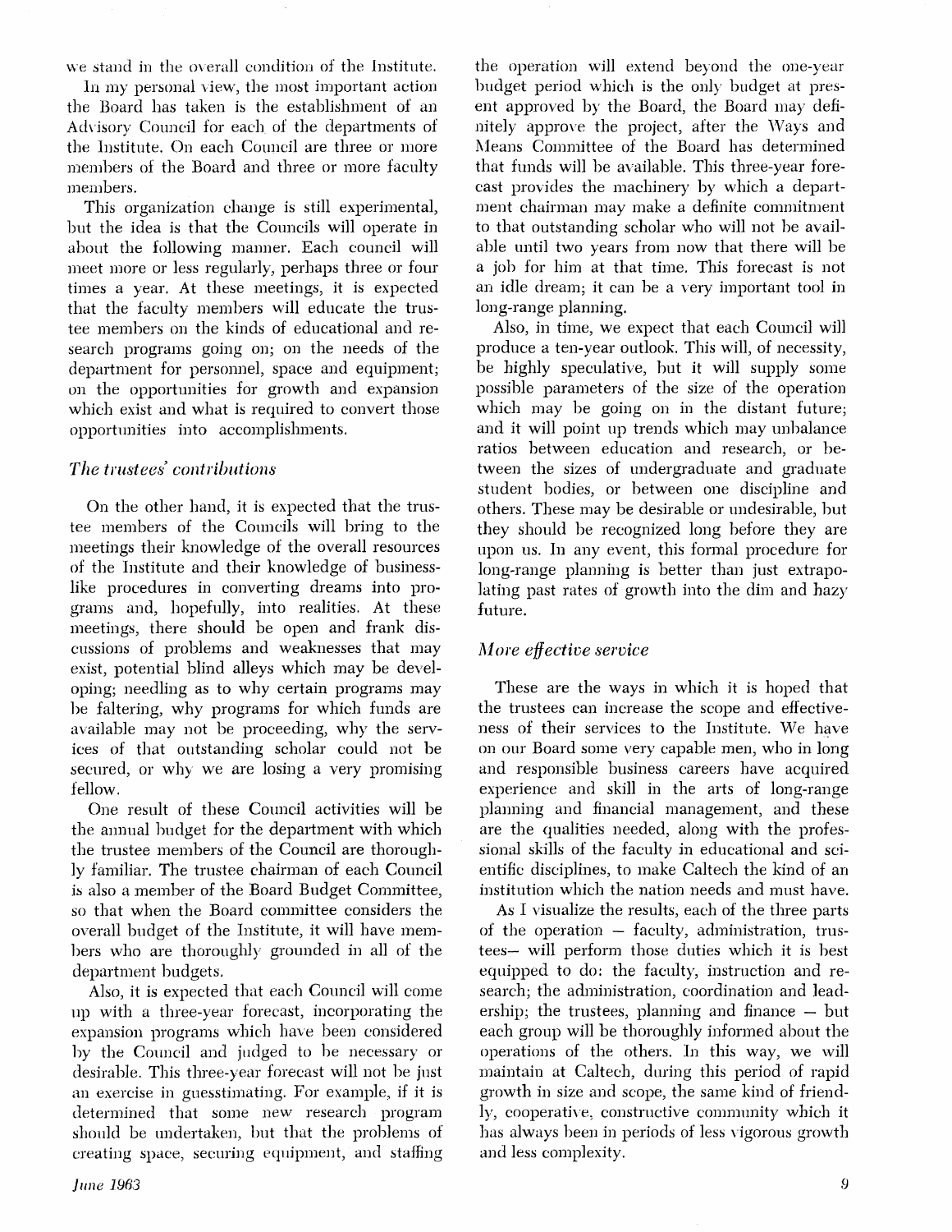we stand in the overall condition of the Institute.

In my personal view, the most important action the Board has taken is the establishment of an Advisory Council for each of the departments of the Institute. On each Council are three or more members of the Board and three or more faculty members.

This organization change is still experimental, but the idea is that the Councils will operate in about the following manner. Each council will meet more or less regularly, perhaps three or four times a year. At these meetings, it is expected that the faculty members will educate the trustee members on the kinds of educational and research programs going on; on the needs of the department for personnel, space and equipment; on the opportunities for growth and expansion which exist and what is required to convert those opportunities into accomplishments.

### *The trustees' contributions*

On the other hand, it is expected that the trustee members of the Councils will bring to the meetings their knowledge of the overall resources of the Institute and their knowledge of businesslike procedures in converting dreams into programs and, hopefully, into realities. At these meetings, there should be open and frank discussions of problems and weaknesses that may exist, potential blind alleys which may be developing; needling as to why certain programs may be faltering, why programs for which funds are available may not be proceeding, why the services of that outstanding scholar could not be secured, or why we are losing a very promising fellow.

One result of these Council activities will be the annual budget for the department with which the trustee members of the Council are thoroughly familiar. The trustee chairman of each Council is also a member of the Board Budget Committee, so that when the Board committee considers the overall budget of the Institute, it will have members who are thoroughly grounded in all of the department budgets.

Also, it is expected that each Council will come up with a three-year forecast, incorporating the expansion programs which have been considered by the Council and judged to be necessary or desirable. This three-year forecast will not be just an exercise in guesstimating. For example, if it is determined that some new research program should be undertaken, but that the problems of creating space, securing equipment, and staffing the operation will extend beyond the one-year budget period which is the only budget at present approved by the Board, the Board may definitely approve the project, after the Ways and Means Committee of the Board has determined that funds will be available. This three-year forecast provides the machinery by which a department chairman may make a definite commitment to that outstanding scholar who will not be available until two years from now that there will be a job for him at that time. This forecast is not an idle dream; it can be a very important tool in long-range planning.

Also, in time, we expect that each Council will produce a ten-year outlook. This will, of necessity, be highly speculative, but it will supply some possible parameters of the size of the operation which may be going on in the distant future; and it will point up trends which may unbalance ratios between education and research, or between the sizes of undergraduate and graduate student bodies, or between one discipline and others. These may be desirable or undesirable, but they should be recognized long before they are upon us. In any event, this formal procedure for long-range planning is better than just extrapolating past rates of growth into the dim and hazy future.

### *More effective service*

These are the ways in which it is hoped that the trustees can increase the scope and effectiveness of their services to the Institute. We have on our Board some very capable men, who in long and responsible business careers have acquired experience and skill in the arts of long-range planning and financial management, and these are the qualities needed, along with the professional skills of the faculty in educational and scientific disciplines, to make Caltech the kind of an institution which the nation needs and must have.

As I visualize the results, each of the three parts of the operation — faculty, administration, trustees— will perform those duties which it is best equipped to do: the faculty, instruction and research; the administration, coordination and leadership; the trustees, planning and finance — but each group will be thoroughly informed about the operations of the others. In this way, we will maintain at Caltech, during this period of rapid growth in size and scope, the same kind of friendly, cooperative, constructive community which it has always been in periods of less vigorous growth and less complexity.